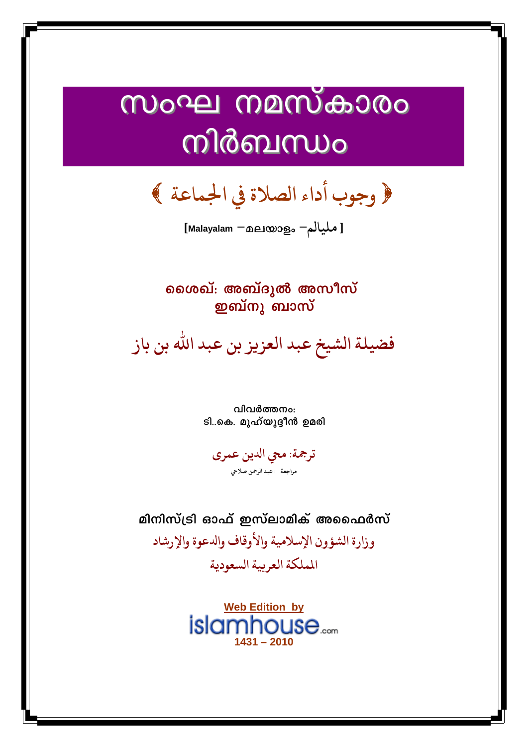# സംഘ നമസ്കാരം നിർബന്ധം

﴿ وجوب أداء الصلاة في الجماعة ﴾

[Malayalam – മലയാളം – مليالم ]

**ശൈഖ്: അബ്ദുൽ അസീസ് ഇബ്നു ബാസ്**

فضيلة الشيخ عبد العزيز بن عبد الله بن باز

**വിവർത്തനം:**
**ടി..കെ. മുഹ്‌യുദ്ദീൻ ഉമരി**

ترجمة: محي الدين عمرى

مراجعة : عبد الرحمن صلاحي

**മിനിസ്ട്രി ഓഫ് ഇസ്ലാമിക് അഫൈർസ്**

وزارة الشؤون الإسلامية والأوقاف والدعوة والإرشاد

المملكة العربية السعودية

**Web Edition by**
islamhouse.com
**1431 – 2010**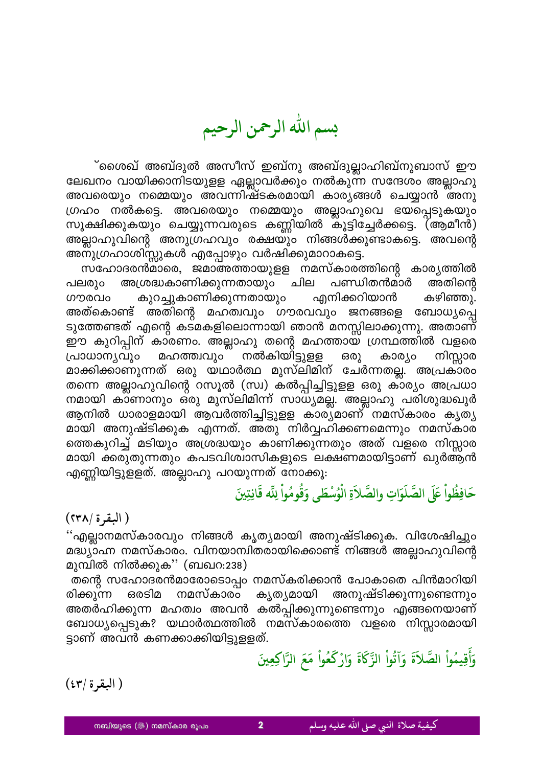# بسم الله الرحمن الرحيم

ശൈഖ് അബ്ദുൽ അസീസ് ഇബ്നു അബ്ദുല്ലാഹിബ്നുബാസ് ഈ ലേഖനം വായിക്കാനിടയുള്ള എല്ലാവർക്കും നൽകുന്ന സന്ദേശം അല്ലാഹു അവരെയും നമ്മെയും അവന്നിഷ്ടകരമായി കാര്യങ്ങൾ ചെയ്യാൻ അനുഗ്രഹം നൽകട്ടെ. അവരെയും നമ്മെയും അല്ലാഹുവെ ഭയപ്പെടുകയും സൂക്ഷിക്കുകയും ചെയ്യുന്നവരുടെ കണ്ണിയിൽ കൂട്ടിച്ചേർക്കട്ടെ. (ആമീൻ) അല്ലാഹുവിന്റെ അനുഗ്രഹവും രക്ഷയും നിങ്ങൾക്കുണ്ടാകട്ടെ. അവന്റെ അനുഗ്രഹാശിസ്സുകൾ എപ്പോഴും വർഷിക്കുമാറാകട്ടെ.

സഹോദരൻമാരെ, ജമാഅത്തായുള്ള നമസ്കാരത്തിന്റെ കാര്യത്തിൽ പലരും അശ്രദ്ധകാണിക്കുന്നതായും ചില പണ്ഡിതൻമാർ അതിന്റെ ഗൗരവം കുറച്ചുകാണിക്കുന്നതായും എനിക്കറിയാൻ കഴിഞ്ഞു. അത്കൊണ്ട് അതിന്റെ മഹത്വവും ഗൗരവവും ജനങ്ങളെ ബോധ്യപ്പെടുത്തേണ്ടത് എന്റെ കടമകളിലൊന്നായി ഞാൻ മനസ്സിലാക്കുന്നു. അതാണ് ഈ കുറിപ്പിന് കാരണം. അല്ലാഹു തന്റെ മഹത്തായ ഗ്രന്ഥത്തിൽ വളരെ പ്രാധാന്യവും മഹത്ത്വവും നൽകിയിട്ടുള്ള ഒരു കാര്യം നിസ്സാരമാക്കിക്കാണുന്നത് ഒരു യഥാർത്ഥ മുസ്ലിമിന് ചേർന്നതല്ല. അപ്രകാരം തന്നെ അല്ലാഹുവിന്റെ റസൂൽ (സ്വ) കൽപ്പിച്ചിട്ടുള്ള ഒരു കാര്യം അപ്രധാനമായി കാണാനും ഒരു മുസ്ലിമിന്ന് സാധ്യമല്ല. അല്ലാഹു പരിശുദ്ധഖുർആനിൽ ധാരാളമായി ആവർത്തിച്ചിട്ടുള്ള കാര്യമാണ് നമസ്കാരം കൃത്യമായി അനുഷ്ടിക്കുക എന്നത്. അതു നിർവ്വഹിക്കണമെന്നും നമസ്കാരത്തെകുറിച്ച് മടിയും അശ്രദ്ധയും കാണിക്കുന്നതും അത് വളരെ നിസ്സാരമായി കരുതുന്നതും കപടവിശ്വാസികളുടെ ലക്ഷണമായിട്ടാണ് ഖുർആൻ എണ്ണിയിട്ടുള്ളത്. അല്ലാഹു പറയുന്നത് നോക്കൂ:

حَافِظُواْ عَلَى الصَّلَوَاتِ والصَّلاَةِ الْوُسْطَى وَقُومُواْ لِلّهِ قَانِتِينَ

( البقرة /٢٣٨)

''എല്ലാനമസ്കാരവും നിങ്ങൾ കൃത്യമായി അനുഷ്ടിക്കുക. വിശേഷിച്ചും മദ്ധ്യാഹ്ന നമസ്കാരം. വിനയാന്വിതരായിക്കൊണ്ട് നിങ്ങൾ അല്ലാഹുവിന്റെ മുമ്പിൽ നിൽക്കുക'' (ബഖറ:238)

തന്റെ സഹോദരൻമാരോടൊപ്പം നമസ്കരിക്കാൻ പോകാതെ പിൻമാറിയിരിക്കുന്ന ഒരടിമ നമസ്കാരം കൃത്യമായി അനുഷ്ടിക്കുന്നുണ്ടെന്നും അതർഹിക്കുന്ന മഹത്വം അവൻ കൽപ്പിക്കുന്നുണ്ടെന്നും എങ്ങനെയാണ് ബോധ്യപ്പെടുക? യഥാർത്ഥത്തിൽ നമസ്കാരത്തെ വളരെ നിസ്സാരമായിട്ടാണ് അവൻ കണക്കാക്കിയിട്ടുള്ളത്.

وَأَقِيمُواْ الصَّلاَةَ وَآتُواْ الزَّكَاةَ وَارْكَعُواْ مَعَ الرَّاكِعِينَ

( البقرة /٤٣)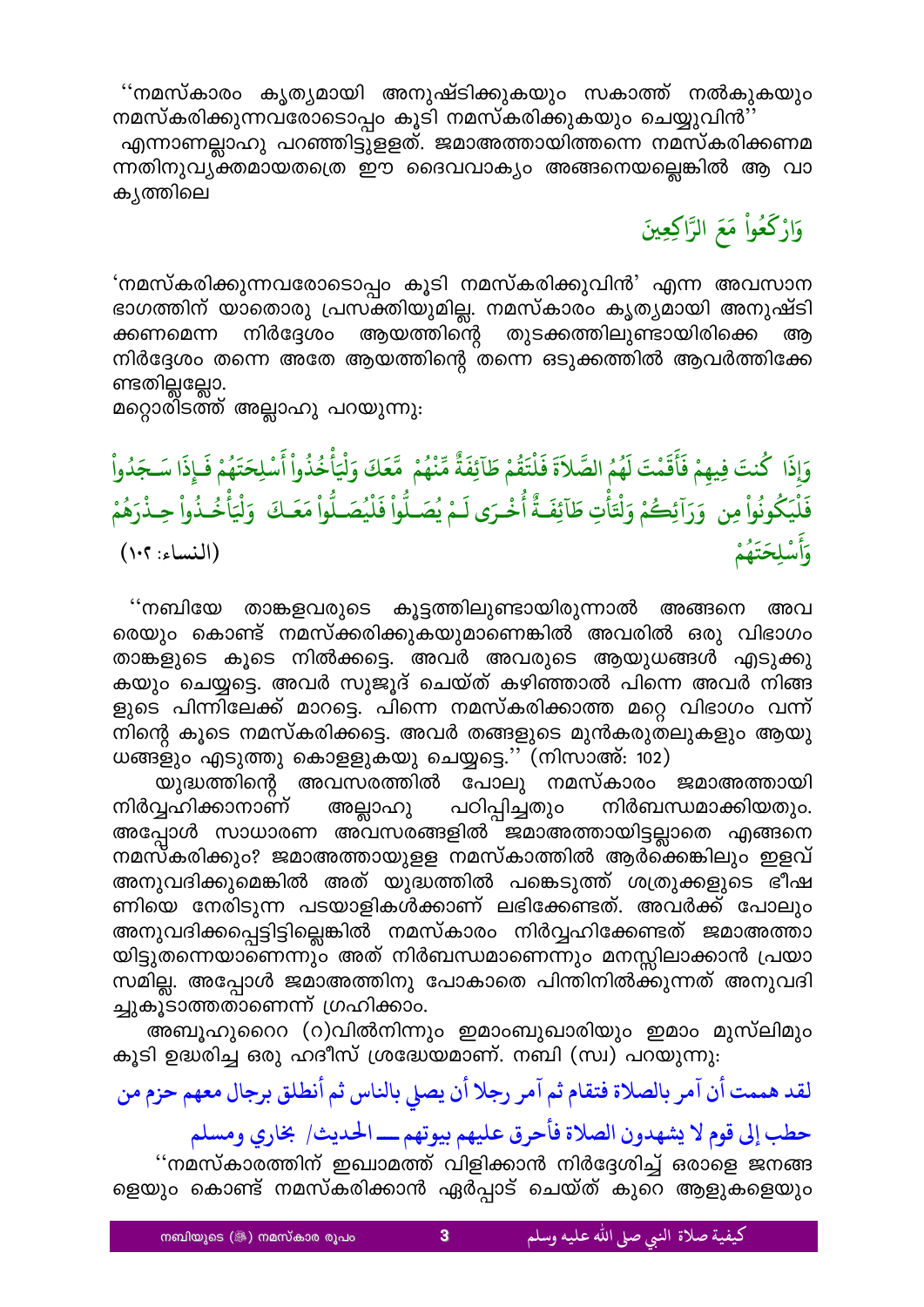''നമസ്കാരം കൃത്യമായി അനുഷ്ടിക്കുകയും സകാത്ത് നൽകുകയും നമസ്കരിക്കുന്നവരോടൊപ്പം കൂടി നമസ്കരിക്കുകയും ചെയ്യുവിൻ''
എന്നാണല്ലാഹു പറഞ്ഞിട്ടുള്ളത്. ജമാഅത്തായിത്തന്നെ നമസ്കരിക്കണമ ന്നതിനുവ്യക്തമായതത്രെ ഈ ദൈവവാക്യം അങ്ങനെയല്ലെങ്കിൽ ആ വാ ക്യത്തിലെ

وَارْكَعُواْ مَعَ الرَّاكِعِينَ

'നമസ്കരിക്കുന്നവരോടൊപ്പം കൂടി നമസ്കരിക്കുവിൻ' എന്ന അവസാന ഭാഗത്തിന് യാതൊരു പ്രസക്തിയുമില്ല. നമസ്കാരം കൃത്യമായി അനുഷ്ടി ക്കണമെന്ന നിർദ്ദേശം ആയത്തിന്റെ തുടക്കത്തിലുണ്ടായിരിക്കെ ആ നിർദ്ദേശം തന്നെ അതേ ആയത്തിന്റെ തന്നെ ഒടുക്കത്തിൽ ആവർത്തിക്കേ ണ്ടതില്ലല്ലോ.
മറ്റൊരിടത്ത് അല്ലാഹു പറയുന്നു:

وَإِذَا كُنتَ فِيهِمْ فَأَقَمْتَ لَهُمُ الصَّلاَةَ فَلْتَقُمْ طَآئِفَةٌ مِّنْهُمْ مَّعَكَ وَلْيَأْخُذُواْ أَسْلِحَتَهُمْ فَإِذَا سَجَدُواْ فَلْيَكُونُواْ مِن وَرَآئِكُمْ وَلْتَأْتِ طَآئِفَةٌ أُخْرَى لَمْ يُصَلُّواْ فَلْيُصَلُّواْ مَعَكَ وَلْيَأْخُذُواْ حِذْرَهُمْ وَأَسْلِحَتَهُمْ (النساء: ١٠٢)

''നബിയേ താങ്കളവരുടെ കൂട്ടത്തിലുണ്ടായിരുന്നാൽ അങ്ങനെ അവ രെയും കൊണ്ട് നമസ്ക്കരിക്കുകയുമാണെങ്കിൽ അവരിൽ ഒരു വിഭാഗം താങ്കളുടെ കൂടെ നിൽക്കട്ടെ. അവർ അവരുടെ ആയുധങ്ങൾ എടുക്കു കയും ചെയ്യട്ടെ. അവർ സുജൂദ് ചെയ്ത് കഴിഞ്ഞാൽ പിന്നെ അവർ നിങ്ങ ളുടെ പിന്നിലേക്ക് മാറട്ടെ. പിന്നെ നമസ്കരിക്കാത്ത മറ്റെ വിഭാഗം വന്ന് നിന്റെ കൂടെ നമസ്കരിക്കട്ടെ. അവർ തങ്ങളുടെ മുൻകരുതലുകളും ആയു ധങ്ങളും എടുത്തു കൊള്ളുകയു ചെയ്യട്ടെ.'' (നിസാഅ്: 102)

യുദ്ധത്തിന്റെ അവസരത്തിൽ പോലു നമസ്കാരം ജമാഅത്തായി നിർവ്വഹിക്കാനാണ് അല്ലാഹു പഠിപ്പിച്ചതും നിർബന്ധമാക്കിയതും. അപ്പോൾ സാധാരണ അവസരങ്ങളിൽ ജമാഅത്തായിട്ടല്ലാതെ എങ്ങനെ നമസ്കരിക്കും? ജമാഅത്തായുള്ള നമസ്കാത്തിൽ ആർക്കെങ്കിലും ഇളവ് അനുവദിക്കുമെങ്കിൽ അത് യുദ്ധത്തിൽ പങ്കെടുത്ത് ശത്രുക്കളുടെ ഭീഷ ണിയെ നേരിടുന്ന പടയാളികൾക്കാണ് ലഭിക്കേണ്ടത്. അവർക്ക് പോലും അനുവദിക്കപ്പെട്ടിട്ടില്ലെങ്കിൽ നമസ്കാരം നിർവ്വഹിക്കേണ്ടത് ജമാഅത്താ യിട്ടുതന്നെയാണെന്നും അത് നിർബന്ധമാണെന്നും മനസ്സിലാക്കാൻ പ്രയാ സമില്ല. അപ്പോൾ ജമാഅത്തിനു പോകാതെ പിന്തിനിൽക്കുന്നത് അനുവദി ച്ചുകൂടാത്തതാണെന്ന് ഗ്രഹിക്കാം.

അബൂഹുറൈറ (റ)വിൽനിന്നും ഇമാംബുഖാരിയും ഇമാം മുസ്ലിമും കൂടി ഉദ്ധരിച്ച ഒരു ഹദീസ് ശ്രദ്ധേയമാണ്. നബി (സ്വ) പറയുന്നു:

لقد هممت أن آمر بالصلاة فتقام ثم آمر رجلا أن يصلي بالناس ثم أنطلق برجال معهم حزم من حطب إلى قوم لا يشهدون الصلاة فأحرق عليهم بيوتهم ـــ الحديث/ بخاري ومسلم

''നമസ്കാരത്തിന് ഇഖാമത്ത് വിളിക്കാൻ നിർദ്ദേശിച്ച് ഒരാളെ ജനങ്ങ ളെയും കൊണ്ട് നമസ്കരിക്കാൻ ഏർപ്പാട് ചെയ്ത് കുറെ ആളുകളെയും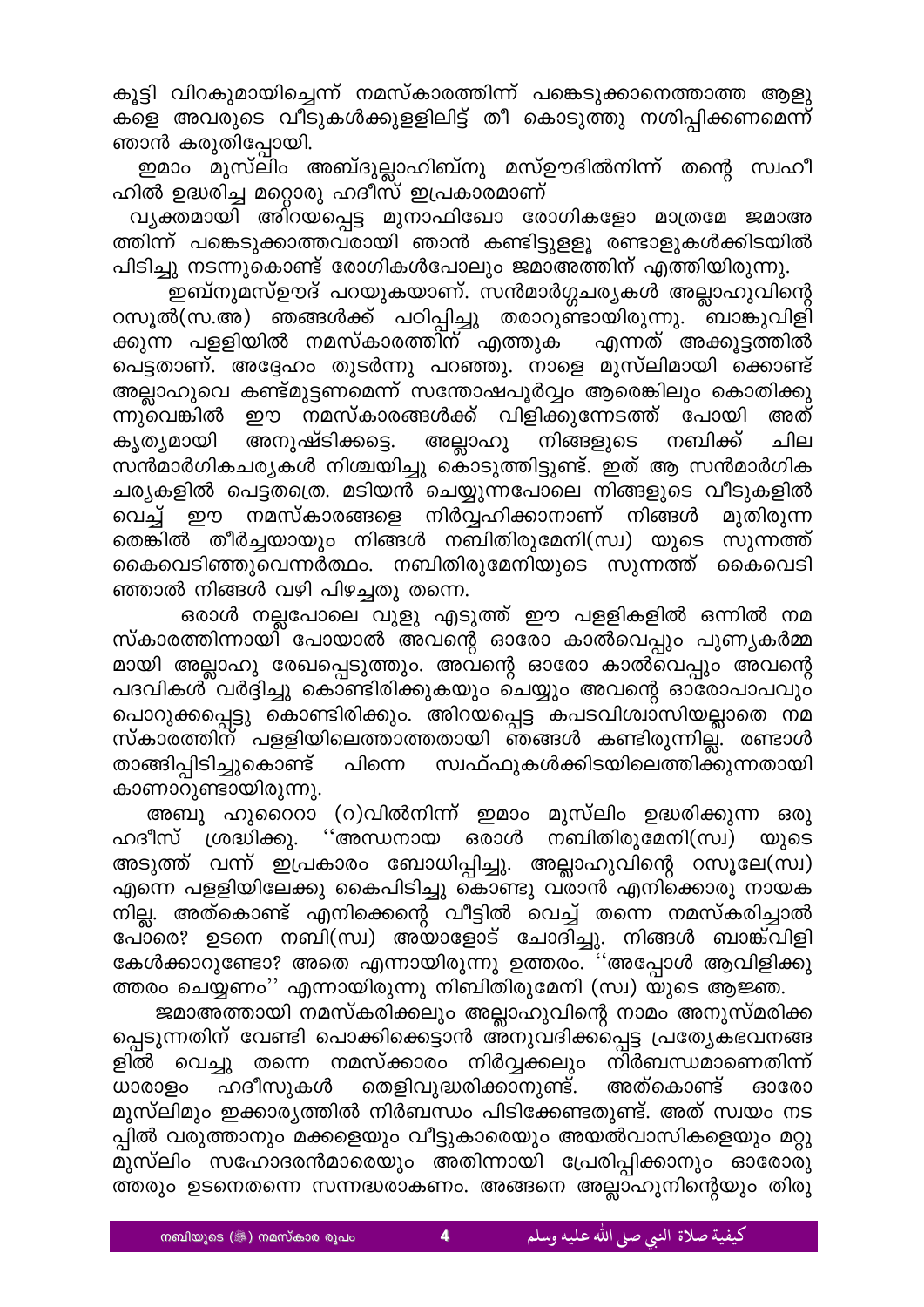കൂട്ടി വിറകുമായിച്ചെന്ന് നമസ്കാരത്തിന് പങ്കെടുക്കാനെത്താത്ത ആളുകളെ അവരുടെ വീടുകൾക്കുള്ളിലിട്ട് തീ കൊടുത്തു നശിപ്പിക്കണമെന്ന് ഞാൻ കരുതിപ്പോയി.

ഇമാം മുസ്ലിം അബ്ദുല്ലാഹിബ്നു മസ്ഊദിൽനിന്ന് തന്റെ സ്വഹീഹിൽ ഉദ്ധരിച്ച മറ്റൊരു ഹദീസ് ഇപ്രകാരമാണ്

വ്യക്തമായി അറിയപ്പെട്ട മുനാഫിഖോ രോഗികളോ മാത്രമേ ജമാഅത്തിന് പങ്കെടുക്കാത്തവരായി ഞാൻ കണ്ടിട്ടുള്ളൂ രണ്ടാളുകൾക്കിടയിൽ പിടിച്ചു നടന്നുകൊണ്ട് രോഗികൾപോലും ജമാഅത്തിന് എത്തിയിരുന്നു.

ഇബ്നുമസ്ഊദ് പറയുകയാണ്. സൻമാർഗ്ഗചര്യകൾ അല്ലാഹുവിന്റെ റസൂൽ(സ.അ) ഞങ്ങൾക്ക് പഠിപ്പിച്ചു തരാറുണ്ടായിരുന്നു. ബാങ്കുവിളിക്കുന്ന പള്ളിയിൽ നമസ്കാരത്തിന് എത്തുക എന്നത് അക്കൂട്ടത്തിൽ പെട്ടതാണ്. അദ്ദേഹം തുടർന്നു പറഞ്ഞു. നാളെ മുസ്ലിമായി ക്കൊണ്ട് അല്ലാഹുവെ കണ്ട്മുട്ടണമെന്ന് സന്തോഷപൂർവ്വം ആരെങ്കിലും കൊതിക്കുന്നുവെങ്കിൽ ഈ നമസ്കാരങ്ങൾക്ക് വിളിക്കുന്നേടത്ത് പോയി അത് കൃത്യമായി അനുഷ്ടിക്കട്ടെ. അല്ലാഹു നിങ്ങളുടെ നബിക്ക് ചില സൻമാർഗികചര്യകൾ നിശ്ചയിച്ചു കൊടുത്തിട്ടുണ്ട്. ഇത് ആ സൻമാർഗിക ചര്യകളിൽ പെട്ടതത്രെ. മടിയൻ ചെയ്യുന്നപോലെ നിങ്ങളുടെ വീടുകളിൽ വെച്ച് ഈ നമസ്കാരങ്ങളെ നിർവ്വഹിക്കാനാണ് നിങ്ങൾ മുതിരുന്നതെങ്കിൽ തീർച്ചയായും നിങ്ങൾ നബിതിരുമേനി(സ്വ) യുടെ സുന്നത്ത് കൈവെടിഞ്ഞുവെന്നർത്ഥം. നബിതിരുമേനിയുടെ സുന്നത്ത് കൈവെടിഞ്ഞാൽ നിങ്ങൾ വഴി പിഴച്ചതു തന്നെ.

ഒരാൾ നല്ലപോലെ വുളു എടുത്ത് ഈ പള്ളികളിൽ ഒന്നിൽ നമസ്കാരത്തിന്നായി പോയാൽ അവന്റെ ഓരോ കാൽവെപ്പും പുണ്യകർമ്മമായി അല്ലാഹു രേഖപ്പെടുത്തും. അവന്റെ ഓരോ കാൽവെപ്പും അവന്റെ പദവികൾ വർദ്ദിച്ചു കൊണ്ടിരിക്കുകയും ചെയ്യും അവന്റെ ഓരോപാപവും പൊറുക്കപ്പെട്ടു കൊണ്ടിരിക്കും. അറിയപ്പെട്ട കപടവിശ്വാസിയല്ലാതെ നമസ്കാരത്തിന് പള്ളിയിലെത്താത്തതായി ഞങ്ങൾ കണ്ടിരുന്നില്ല. രണ്ടാൾ താങ്ങിപ്പിടിച്ചുകൊണ്ട് പിന്നെ സ്വഫ്ഫുകൾക്കിടയിലെത്തിക്കുന്നതായി കാണാറുണ്ടായിരുന്നു.

അബൂ ഹുറൈറാ (റ)വിൽനിന്ന് ഇമാം മുസ്ലിം ഉദ്ധരിക്കുന്ന ഒരു ഹദീസ് ശ്രദ്ധിക്കു. ''അന്ധനായ ഒരാൾ നബിതിരുമേനി(സ്വ) യുടെ അടുത്ത് വന്ന് ഇപ്രകാരം ബോധിപ്പിച്ചു. അല്ലാഹുവിന്റെ റസൂലേ(സ്വ) എന്നെ പള്ളിയിലേക്കു കൈപിടിച്ചു കൊണ്ടു വരാൻ എനിക്കൊരു നായകനില്ല. അത്കൊണ്ട് എനിക്കെന്റെ വീട്ടിൽ വെച്ച് തന്നെ നമസ്കരിച്ചാൽ പോരെ? ഉടനെ നബി(സ്വ) അയാളോട് ചോദിച്ചു. നിങ്ങൾ ബാങ്ക്വിളി കേൾക്കാറുണ്ടോ? അതെ എന്നായിരുന്നു ഉത്തരം. ''അപ്പോൾ ആവിളിക്കുത്തരം ചെയ്യണം'' എന്നായിരുന്നു നിബിതിരുമേനി (സ്വ) യുടെ ആജ്ഞ.

ജമാഅത്തായി നമസ്കരിക്കലും അല്ലാഹുവിന്റെ നാമം അനുസ്മരിക്കപ്പെടുന്നതിന് വേണ്ടി പൊക്കിക്കെട്ടാൻ അനുവദിക്കപ്പെട്ട പ്രത്യേകഭവനങ്ങളിൽ വെച്ചു തന്നെ നമസ്ക്കാരം നിർവ്വക്കലും നിർബന്ധമാണെതിന്ന് ധാരാളം ഹദീസുകൾ തെളിവുദ്ധരിക്കാനുണ്ട്. അത്കൊണ്ട് ഓരോ മുസ്ലിമും ഇക്കാര്യത്തിൽ നിർബന്ധം പിടിക്കേണ്ടതുണ്ട്. അത് സ്വയം നടപ്പിൽ വരുത്താനും മക്കളെയും വീട്ടുകാരെയും അയൽവാസികളെയും മറ്റു മുസ്ലിം സഹോദരൻമാരെയും അതിന്നായി പ്രേരിപ്പിക്കാനും ഓരോരുത്തരും ഉടനെതന്നെ സന്നദ്ധരാകണം. അങ്ങനെ അല്ലാഹുനിന്റെയും തിരു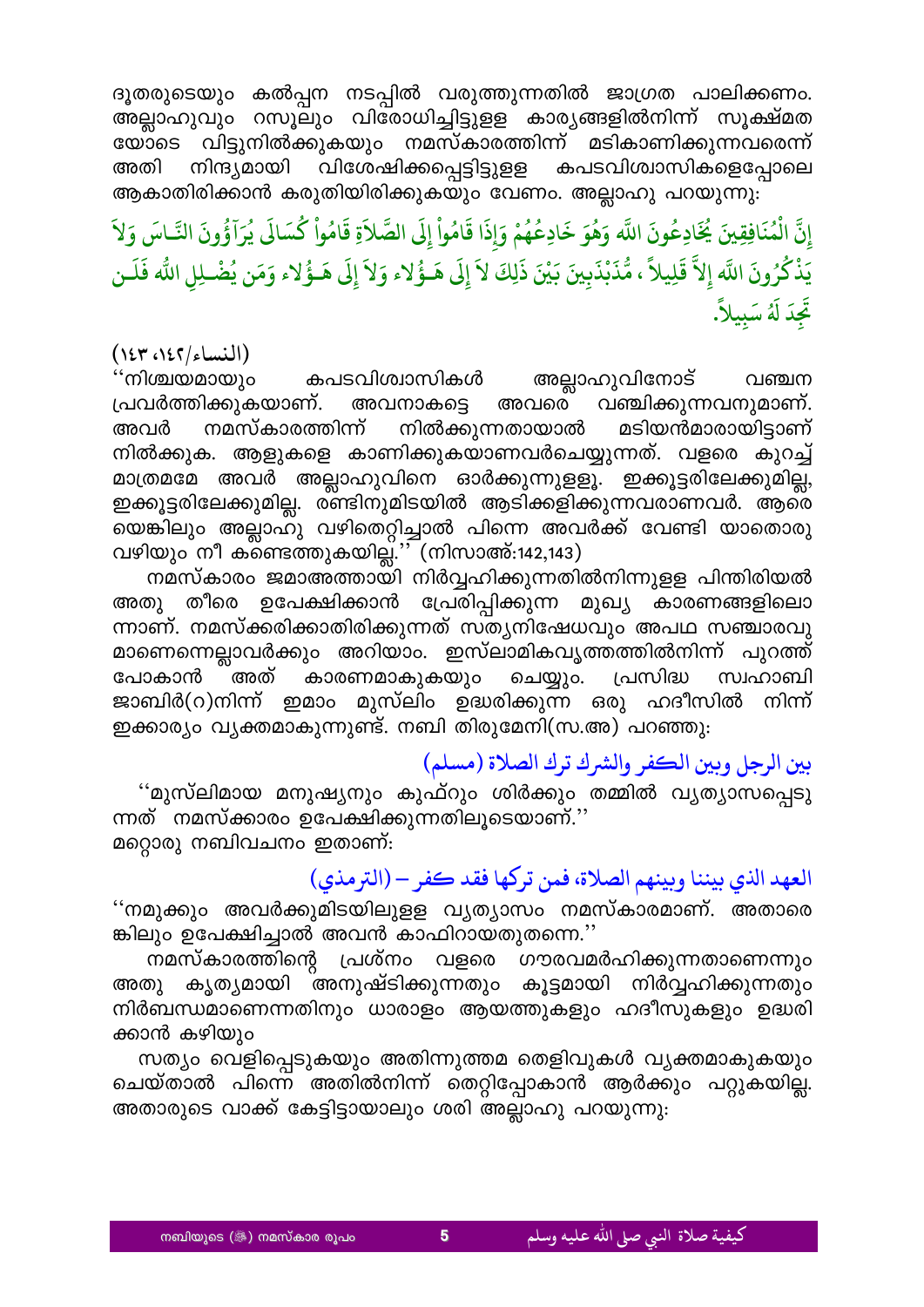ദൂതരുടെയും കൽപ്പന നടപ്പിൽ വരുത്തുന്നതിൽ ജാഗ്രത പാലിക്കണം. അല്ലാഹുവും റസൂലും വിരോധിച്ചിട്ടുളള കാര്യങ്ങളിൽനിന്ന് സൂക്ഷ്മതയോടെ വിട്ടുനിൽക്കുകയും നമസ്കാരത്തിന് മടികാണിക്കുന്നവരെന്ന് അതി നിന്ദ്യമായി വിശേഷിക്കപ്പെട്ടിട്ടുളള കപടവിശ്വാസികളെപ്പോലെ ആകാതിരിക്കാൻ കരുതിയിരിക്കുകയും വേണം. അല്ലാഹു പറയുന്നു:

إِنَّ الْمُنَافِقِينَ يُخَادِعُونَ اللّه وَهُوَ خَادِعُهُمْ وَإِذَا قَامُواْ إِلَى الصَّلاَةِ قَامُواْ كُسَالَى يُرَآؤُونَ النَّاسَ وَلاَ يَذْكُرُونَ اللّه إِلاَّ قَلِيلاً ، مُّذَبْذَبِينَ بَيْنَ ذَلِكَ لاَ إِلَى هَـؤُلاء وَلاَ إِلَى هَـؤُلاء وَمَن يُضْلِلِ اللّه فَلَن تَجِدَ لَهُ سَبِيلاً.

(النساء/١٤٢، ١٤٣)

''നിശ്ചയമായും കപടവിശ്വാസികൾ അല്ലാഹുവിനോട് വഞ്ചന പ്രവർത്തിക്കുകയാണ്. അവനാകട്ടെ അവരെ വഞ്ചിക്കുന്നവനുമാണ്. അവർ നമസ്കാരത്തിന് നിൽക്കുന്നതായാൽ മടിയൻമാരായിട്ടാണ് നിൽക്കുക. ആളുകളെ കാണിക്കുകയാണവർചെയ്യുന്നത്. വളരെ കുറച്ച് മാത്രമമേ അവർ അല്ലാഹുവിനെ ഓർക്കുന്നുളളൂ. ഇക്കൂട്ടരിലേക്കുമില്ല, ഇക്കൂട്ടരിലേക്കുമില്ല. രണ്ടിനുമിടയിൽ ആടിക്കളിക്കുന്നവരാണവർ. ആരെയെങ്കിലും അല്ലാഹു വഴിതെറ്റിച്ചാൽ പിന്നെ അവർക്ക് വേണ്ടി യാതൊരു വഴിയും നീ കണ്ടെത്തുകയില്ല.'' (നിസാഅ്:142,143)

നമസ്കാരം ജമാഅത്തായി നിർവ്വഹിക്കുന്നതിൽനിന്നുളള പിന്തിരിയൽ അതു തീരെ ഉപേക്ഷിക്കാൻ പ്രേരിപ്പിക്കുന്ന മുഖ്യ കാരണങ്ങളിലൊന്നാണ്. നമസ്ക്കരിക്കാതിരിക്കുന്നത് സത്യനിഷേധവും അപഥ സഞ്ചാരവുമാണെന്നെല്ലാവർക്കും അറിയാം. ഇസ്ലാമികവൃത്തത്തിൽനിന്ന് പുറത്ത് പോകാൻ അത് കാരണമാകുകയും ചെയ്യും. പ്രസിദ്ധ സ്വഹാബി ജാബിർ(റ)നിന്ന് ഇമാം മുസ്ലിം ഉദ്ധരിക്കുന്ന ഒരു ഹദീസിൽ നിന്ന് ഇക്കാര്യം വ്യക്തമാകുന്നുണ്ട്. നബി തിരുമേനി(സ.അ) പറഞ്ഞു:

بين الرجل وبين الكفر والشرك ترك الصلاة (مسلم)

''മുസ്ലിമായ മനുഷ്യനും കുഫ്റും ശിർക്കും തമ്മിൽ വ്യത്യാസപ്പെടുന്നത് നമസ്ക്കാരം ഉപേക്ഷിക്കുന്നതിലൂടെയാണ്.''
മറ്റൊരു നബിവചനം ഇതാണ്:

العهد الذي بيننا وبينهم الصلاة، فمن تركها فقد كفر – (الترمذي)

''നമുക്കും അവർക്കുമിടയിലുളള വ്യത്യാസം നമസ്കാരമാണ്. അതാരെങ്കിലും ഉപേക്ഷിച്ചാൽ അവൻ കാഫിറായതുതന്നെ.''

നമസ്കാരത്തിന്റെ പ്രശ്നം വളരെ ഗൗരവമർഹിക്കുന്നതാണെന്നും അതു കൃത്യമായി അനുഷ്ടിക്കുന്നതും കൂട്ടമായി നിർവ്വഹിക്കുന്നതും നിർബന്ധമാണെന്നതിനും ധാരാളം ആയത്തുകളും ഹദീസുകളും ഉദ്ധരിക്കാൻ കഴിയും

സത്യം വെളിപ്പെടുകയും അതിന്നുത്തമ തെളിവുകൾ വ്യക്തമാകുകയും ചെയ്താൽ പിന്നെ അതിൽനിന്ന് തെറ്റിപ്പോകാൻ ആർക്കും പറ്റുകയില്ല. അതാരുടെ വാക്ക് കേട്ടിട്ടായാലും ശരി അല്ലാഹു പറയുന്നു: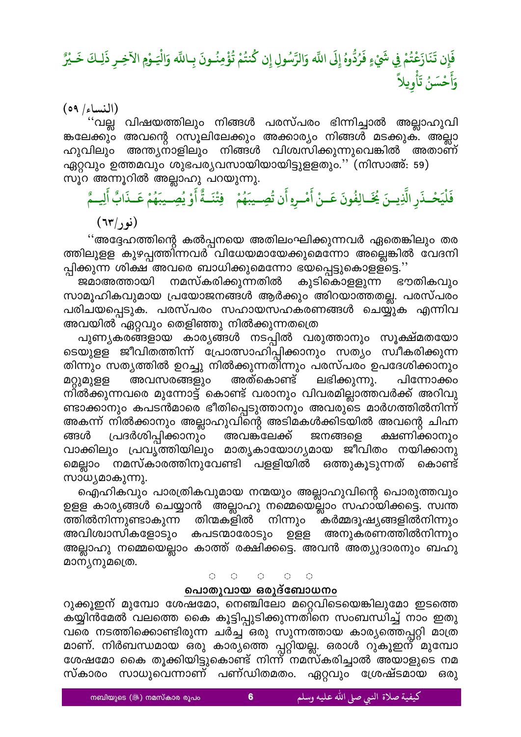فَإِن تَنَازَعْتُمْ فِي شَيْءٍ فَرُدُّوهُ إِلَى اللّه وَالرَّسُولِ إِن كُنتُمْ تُؤْمِنُـونَ بِـاللّه وَالْيَـوْمِ الآخِـرِ ذَلِـكَ خَـيْرٌ وَأَحْسَنُ تَأْوِيلاً

(النساء/ ٥٩)

''വല്ല വിഷയത്തിലും നിങ്ങൾ പരസ്പരം ഭിന്നിച്ചാൽ അല്ലാഹുവിങ്കലേക്കും അവന്റെ റസൂലിലേക്കും അക്കാര്യം നിങ്ങൾ മടക്കുക. അല്ലാഹുവിലും അന്ത്യനാളിലും നിങ്ങൾ വിശ്വസിക്കുന്നുവെങ്കിൽ അതാണ് ഏറ്റവും ഉത്തമവും ശുഭപര്യവസായിയായിട്ടുള്ളതും.'' (നിസാഅ്: 59) സൂറ അന്നൂറിൽ അല്ലാഹു പറയുന്നു.

فَلْيَحْـذَرِ الَّذِيـنَ يُخَـالِفُونَ عَـنْ أَمْـرِهِ أَن تُصِـيبَهُمْ فِتْنَـةٌ أَوْ يُصِـيبَهُمْ عَـذَابٌ أَلِيـمٌ

(نور/٦٣)

''അദ്ദേഹത്തിന്റെ കല്പനയെ അതിലംഘിക്കുന്നവർ ഏതെങ്കിലും തരത്തിലുള്ള കുഴപ്പത്തിന്നവർ വിധേയമായേക്കുമെന്നോ അല്ലെങ്കിൽ വേദനിപ്പിക്കുന്ന ശിക്ഷ അവരെ ബാധിക്കുമെന്നോ ഭയപ്പെട്ടുകൊള്ളട്ടെ.''

ജമാഅത്തായി നമസ്കരിക്കുന്നതിൽ കുടികൊള്ളുന്ന ഭൗതികവും സാമൂഹികവുമായ പ്രയോജനങ്ങൾ ആർക്കും അറിയാത്തതല്ല. പരസ്പരം പരിചയപ്പെടുക. പരസ്പരം സഹായസഹകരണങ്ങൾ ചെയ്യുക എന്നിവ അവയിൽ ഏറ്റവും തെളിഞ്ഞു നിൽക്കുന്നതത്രെ

പുണ്യകരങ്ങളായ കാര്യങ്ങൾ നടപ്പിൽ വരുത്താനും സൂക്ഷ്മതയോടെയുള്ള ജീവിതത്തിന്ന് പ്രോത്സാഹിപ്പിക്കാനും സത്യം സ്വീകരിക്കുന്നതിന്നും സത്യത്തിൽ ഉറച്ചു നിൽക്കുന്നതിന്നും പരസ്പരം ഉപദേശിക്കാനും മറ്റുമുള്ള അവസരങ്ങളും അത്കൊണ്ട് ലഭിക്കുന്നു. പിന്നോക്കം നിൽക്കുന്നവരെ മുന്നോട്ട് കൊണ്ട് വരാനും വിവരമില്ലാത്തവർക്ക് അറിവുണ്ടാക്കാനും കപടൻമാരെ ഭീതിപ്പെടുത്താനും അവരുടെ മാർഗത്തിൽനിന്ന് അകന്ന് നിൽക്കാനും അല്ലാഹുവിന്റെ അടിമകൾക്കിടയിൽ അവന്റെ ചിഹ്നങ്ങൾ പ്രദർശിപ്പിക്കാനും അവങ്കലേക്ക് ജനങ്ങളെ ക്ഷണിക്കാനും വാക്കിലും പ്രവൃത്തിയിലും മാതൃകായോഗ്യമായ ജീവിതം നയിക്കാനുമെല്ലാം നമസ്കാരത്തിനുവേണ്ടി പള്ളിയിൽ ഒത്തുകൂടുന്നത് കൊണ്ട് സാധ്യമാകുന്നു.

ഐഹികവും പാരത്രികവുമായ നന്മയും അല്ലാഹുവിന്റെ പൊരുത്തവും ഉള്ള കാര്യങ്ങൾ ചെയ്യാൻ അല്ലാഹു നമ്മെയെല്ലാം സഹായിക്കട്ടെ. സ്വന്തത്തിൽനിന്നുണ്ടാകുന്ന തിന്മകളിൽ നിന്നും കർമ്മദൂഷ്യങ്ങളിൽനിന്നും അവിശ്വാസികളോടും കപടന്മാരോടും ഉള്ള അനുകരണത്തിൽനിന്നും അല്ലാഹു നമ്മെയെല്ലാം കാത്ത് രക്ഷിക്കട്ടെ. അവൻ അത്യുദാരനും ബഹുമാന്യനുമത്രെ.

○ ○ ○ ○ ○

## പൊതുവായ ഒരുദ്ബോധനം

റുക്കൂഇന് മുമ്പോ ശേഷമോ, നെഞ്ചിലോ മറ്റെവിടെയെങ്കിലുമോ ഇടത്തെ കയ്യിൻമേൽ വലത്തെ കൈ കൂട്ടിപ്പിടിക്കുന്നതിനെ സംബന്ധിച്ച് നാം ഇതുവരെ നടത്തിക്കൊണ്ടിരുന്ന ചർച്ച ഒരു സുന്നത്തായ കാര്യത്തെപ്പറ്റി മാത്രമാണ്. നിർബന്ധമായ ഒരു കാര്യത്തെ പ്പറ്റിയല്ല. ഒരാൾ റുകൂഇന് മുമ്പോ ശേഷമോ കൈ തൂക്കിയിട്ടുകൊണ്ട് നിന്ന് നമസ്കരിച്ചാൽ അയാളുടെ നമസ്കാരം സാധുവെന്നാണ് പണ്ഡിതമതം. ഏറ്റവും ശ്രേഷ്ടമായ ഒരു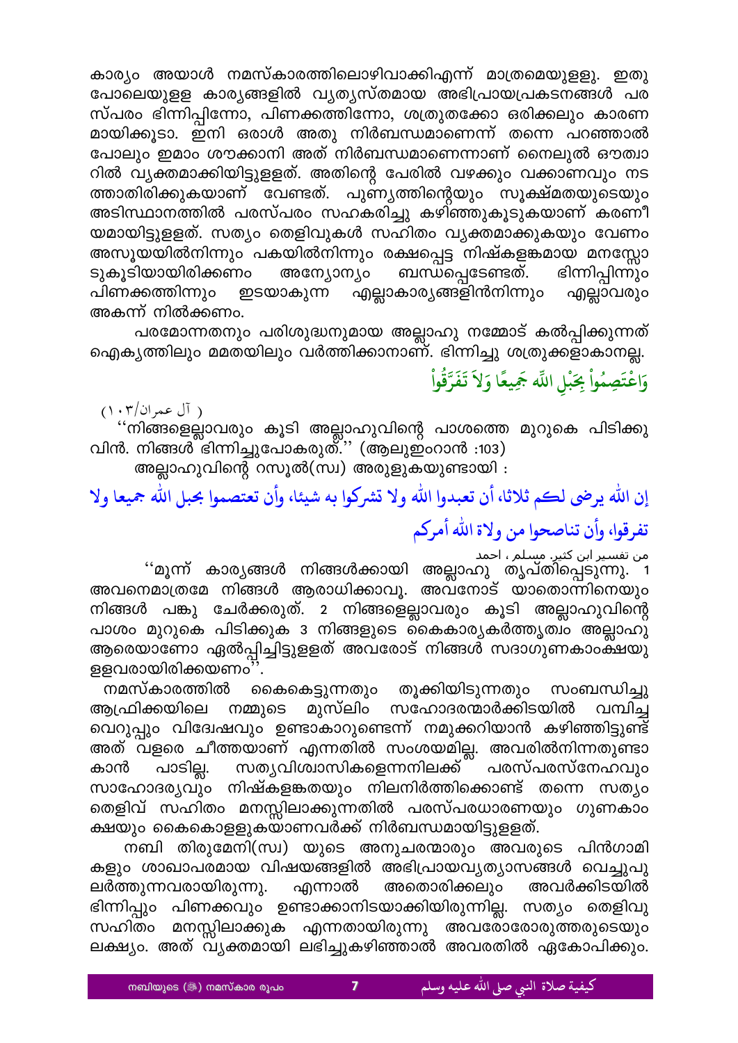കാര്യം അയാൾ നമസ്കാരത്തിലൊഴിവാക്കിഎന്ന് മാത്രമെയുള്ളു. ഇതു പോലെയുളള കാര്യങ്ങളിൽ വ്യത്യസ്തമായ അഭിപ്രായപ്രകടനങ്ങൾ പര സ്പരം ഭിന്നിപ്പിന്നോ, പിണക്കത്തിന്നോ, ശത്രുതക്കോ ഒരിക്കലും കാരണ മായിക്കൂടാ. ഇനി ഒരാൾ അതു നിർബന്ധമാണെന്ന് തന്നെ പറഞ്ഞാൽ പോലും ഇമാം ശൗക്കാനി അത് നിർബന്ധമാണെന്നാണ് നൈലുൽ ഔത്വാ റിൽ വ്യക്തമാക്കിയിട്ടുളളത്. അതിന്റെ പേരിൽ വഴക്കും വക്കാണവും നട ത്താതിരിക്കുകയാണ് വേണ്ടത്. പുണ്യത്തിന്റെയും സൂക്ഷ്മതയുടെയും അടിസ്ഥാനത്തിൽ പരസ്പരം സഹകരിച്ചു കഴിഞ്ഞുകൂടുകയാണ് കരണീ യമായിട്ടുളളത്. സത്യം തെളിവുകൾ സഹിതം വ്യക്തമാക്കുകയും വേണം അസൂയയിൽനിന്നും പകയിൽനിന്നും രക്ഷപ്പെട്ട നിഷ്കളങ്കമായ മനസ്സോ ടുകൂടിയായിരിക്കണം അന്യോന്യം ബന്ധപ്പെടേണ്ടത്. ഭിന്നിപ്പിന്നും പിണക്കത്തിന്നും ഇടയാകുന്ന എല്ലാകാര്യങ്ങളിൽനിന്നും എല്ലാവരും അകന്ന് നിൽക്കണം.

പരമോന്നതനും പരിശുദ്ധനുമായ അല്ലാഹു നമ്മോട് കൽപ്പിക്കുന്നത് ഐക്യത്തിലും മമതയിലും വർത്തിക്കാനാണ്. ഭിന്നിച്ചു ശത്രുക്കളാകാനല്ല.

وَٱعْتَصِمُواْ بِحَبْلِ ٱللَّهِ جَمِيعًا وَلَا تَفَرَّقُواْ

( آل عمران/١٠٣)

''നിങ്ങളെല്ലാവരും കൂടി അല്ലാഹുവിന്റെ പാശത്തെ മുറുകെ പിടിക്കു വിൻ. നിങ്ങൾ ഭിന്നിച്ചുപോകരുത്.'' (ആലുഇംറാൻ :103)

അല്ലാഹുവിന്റെ റസൂൽ(സ്വ) അരുളുകയുണ്ടായി :

إن الله يرضى لكم ثلاثا، أن تعبدوا الله ولا تشركوا به شيئا، وأن تعتصموا بحبل الله جميعا ولا تفرقوا، وأن تناصحوا من ولاة الله أمركم

من تفسير ابن كثير. مسلم ، احمد

''മൂന്ന് കാര്യങ്ങൾ നിങ്ങൾക്കായി അല്ലാഹു തൃപ്തിപ്പെടുന്നു. 1 അവനെമാത്രമേ നിങ്ങൾ ആരാധിക്കാവൂ. അവനോട് യാതൊന്നിനെയും നിങ്ങൾ പങ്കു ചേർക്കരുത്. 2 നിങ്ങളെല്ലാവരും കൂടി അല്ലാഹുവിന്റെ പാശം മുറുകെ പിടിക്കുക 3 നിങ്ങളുടെ കൈകാര്യകർത്തൃത്വം അല്ലാഹു ആരെയാണോ ഏൽപ്പിച്ചിട്ടുളളത് അവരോട് നിങ്ങൾ സദാഗുണകാംക്ഷയു ളളവരായിരിക്കയണം''.

നമസ്കാരത്തിൽ കൈകെട്ടുന്നതും തൂക്കിയിടുന്നതും സംബന്ധിച്ചു ആഫ്രിക്കയിലെ നമ്മുടെ മുസ്ലിം സഹോദരന്മാർക്കിടയിൽ വമ്പിച്ച വെറുപ്പും വിദ്വേഷവും ഉണ്ടാകാറുണ്ടെന്ന് നമുക്കറിയാൻ കഴിഞ്ഞിട്ടുണ്ട് അത് വളരെ ചീത്തയാണ് എന്നതിൽ സംശയമില്ല. അവരിൽനിന്നതുണ്ടാ കാൻ പാടില്ല. സത്യവിശ്വാസികളെന്നനിലക്ക് പരസ്പരസ്നേഹവും സാഹോദര്യവും നിഷ്കളങ്കതയും നിലനിർത്തിക്കൊണ്ട് തന്നെ സത്യം തെളിവ് സഹിതം മനസ്സിലാക്കുന്നതിൽ പരസ്പരധാരണയും ഗുണകാം ക്ഷയും കൈകൊളളുകയാണവർക്ക് നിർബന്ധമായിട്ടുളളത്.

നബി തിരുമേനി(സ്വ) യുടെ അനുചരന്മാരും അവരുടെ പിൻഗാമി കളും ശാഖാപരമായ വിഷയങ്ങളിൽ അഭിപ്രായവ്യത്യാസങ്ങൾ വെച്ചുപു ലർത്തുന്നവരായിരുന്നു. എന്നാൽ അതൊരിക്കലും അവർക്കിടയിൽ ഭിന്നിപ്പും പിണക്കവും ഉണ്ടാക്കാനിടയാക്കിയിരുന്നില്ല. സത്യം തെളിവു സഹിതം മനസ്സിലാക്കുക എന്നതായിരുന്നു അവരോരോരുത്തരുടെയും ലക്ഷ്യം. അത് വ്യക്തമായി ലഭിച്ചുകഴിഞ്ഞാൽ അവരതിൽ ഏകോപിക്കും.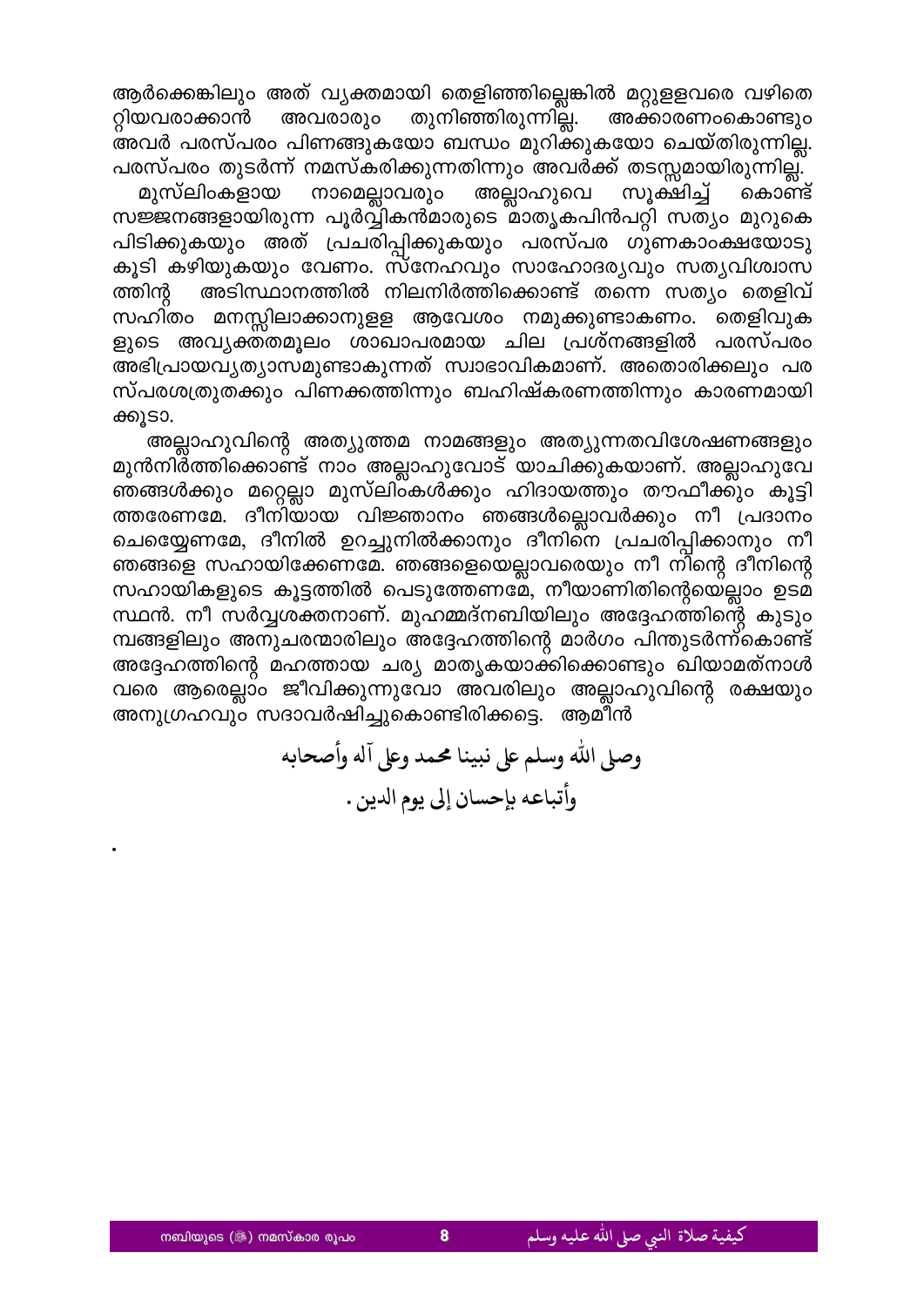ആർക്കെങ്കിലും അത് വ്യക്തമായി തെളിഞ്ഞില്ലെങ്കിൽ മറ്റുള്ളവരെ വഴിതെറ്റിയവരാക്കാൻ അവരാരും തുനിഞ്ഞിരുന്നില്ല. അക്കാരണംകൊണ്ടും അവർ പരസ്പരം പിണങ്ങുകയോ ബന്ധം മുറിക്കുകയോ ചെയ്തിരുന്നില്ല. പരസ്പരം തുടർന്ന് നമസ്കരിക്കുന്നതിന്നും അവർക്ക് തടസ്സമായിരുന്നില്ല.

മുസ്‌ലിംകളായ നാമെല്ലാവരും അല്ലാഹുവെ സൂക്ഷിച്ച് കൊണ്ട് സജ്ജനങ്ങളായിരുന്ന പൂർവ്വികൻമാരുടെ മാതൃകപിൻപറ്റി സത്യം മുറുകെ പിടിക്കുകയും അത് പ്രചരിപ്പിക്കുകയും പരസ്പര ഗുണകാംക്ഷയോടു കൂടി കഴിയുകയും വേണം. സ്നേഹവും സാഹോദര്യവും സത്യവിശ്വാസത്തിന്റ അടിസ്ഥാനത്തിൽ നിലനിർത്തിക്കൊണ്ട് തന്നെ സത്യം തെളിവ് സഹിതം മനസ്സിലാക്കാനുള്ള ആവേശം നമുക്കുണ്ടാകണം. തെളിവുകളുടെ അവ്യക്തതമൂലം ശാഖാപരമായ ചില പ്രശ്നങ്ങളിൽ പരസ്പരം അഭിപ്രായവ്യത്യാസമുണ്ടാകുന്നത് സ്വാഭാവികമാണ്. അതൊരിക്കലും പരസ്പരശത്രുതക്കും പിണക്കത്തിന്നും ബഹിഷ്കരണത്തിന്നും കാരണമായിക്കൂടാ.

അല്ലാഹുവിന്റെ അത്യുത്തമ നാമങ്ങളും അത്യുന്നതവിശേഷണങ്ങളും മുൻനിർത്തിക്കൊണ്ട് നാം അല്ലാഹുവോട് യാചിക്കുകയാണ്. അല്ലാഹുവേ ഞങ്ങൾക്കും മറ്റെല്ലാ മുസ്‌ലിംകൾക്കും ഹിദായത്തും തൗഫീക്കും കൂട്ടിത്തരേണമേ. ദീനിയായ വിജ്ഞാനം ഞങ്ങൾല്ലൊവർക്കും നീ പ്രദാനം ചെയ്യേണമേ, ദീനിൽ ഉറച്ചുനിൽക്കാനും ദീനിനെ പ്രചരിപ്പിക്കാനും നീ ഞങ്ങളെ സഹായിക്കേണമേ. ഞങ്ങളെയെല്ലാവരെയും നീ നിന്റെ ദീനിന്റെ സഹായികളുടെ കൂട്ടത്തിൽ പെടുത്തേണമേ, നീയാണിതിന്റെയെല്ലാം ഉടമസ്ഥൻ. നീ സർവ്വശക്തനാണ്. മുഹമ്മദ്നബിയിലും അദ്ദേഹത്തിന്റെ കുടുംബങ്ങളിലും അനുചരന്മാരിലും അദ്ദേഹത്തിന്റെ മാർഗം പിന്തുടർന്ന്കൊണ്ട് അദ്ദേഹത്തിന്റെ മഹത്തായ ചര്യ മാതൃകയാക്കിക്കൊണ്ടും ഖിയാമത്നാൾ വരെ ആരെല്ലാം ജീവിക്കുന്നുവോ അവരിലും അല്ലാഹുവിന്റെ രക്ഷയും അനുഗ്രഹവും സദാവർഷിച്ചുകൊണ്ടിരിക്കട്ടെ. ആമീൻ

وصلى الله وسلم على نبينا محمد وعلى آله وأصحابه

وأتباعه بإحسان إلى يوم الدين .